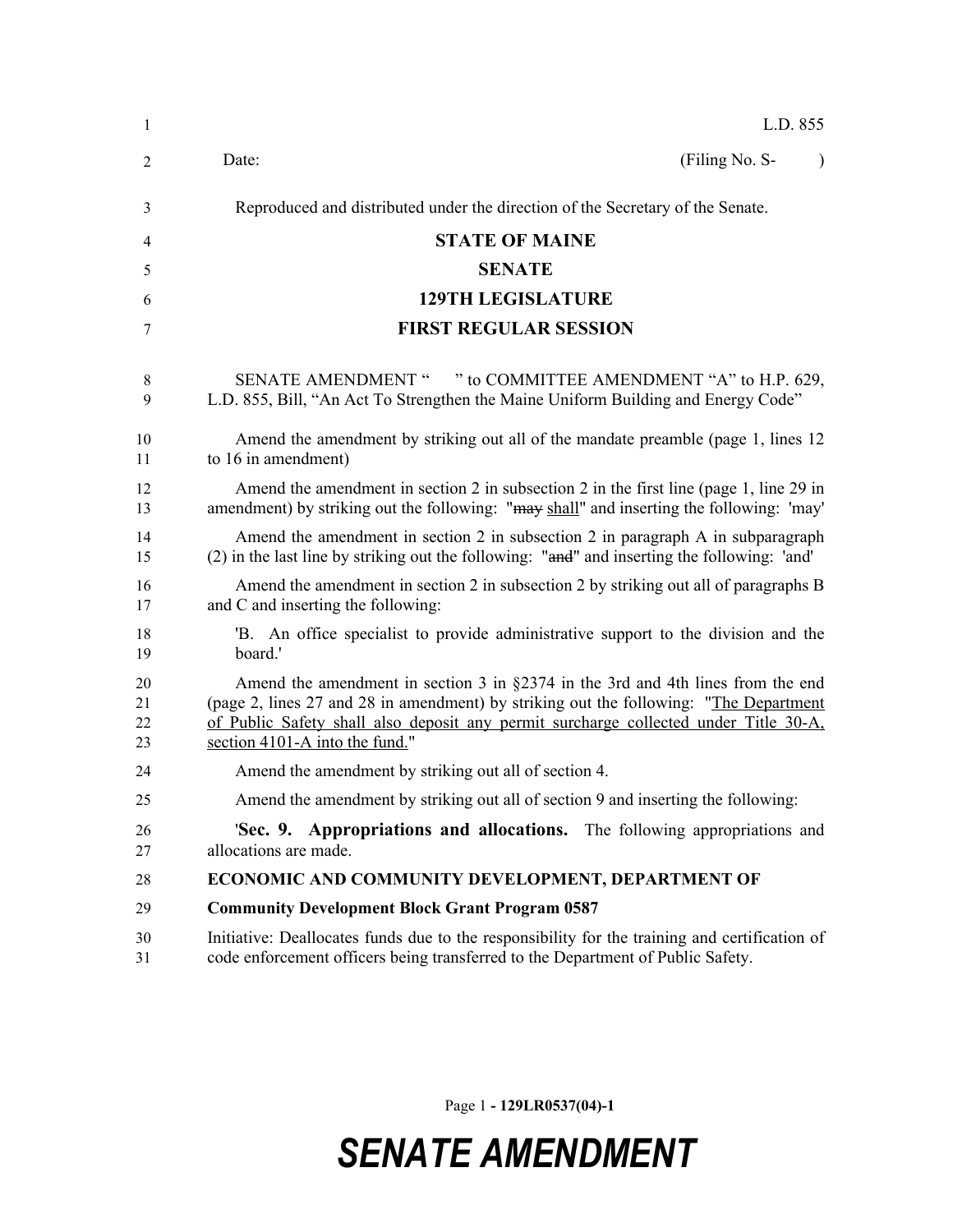L.D. 855

Date: (Filing No. S- )

Reproduced and distributed under the direction of the Secretary of the Senate.

**STATE OF MAINE**

**SENATE**

**129TH LEGISLATURE**

**FIRST REGULAR SESSION**

SENATE AMENDMENT " " to COMMITTEE AMENDMENT "A" to H.P. 629, L.D. 855, Bill, "An Act To Strengthen the Maine Uniform Building and Energy Code"

Amend the amendment by striking out all of the mandate preamble (page 1, lines 12 to 16 in amendment)

Amend the amendment in section 2 in subsection 2 in the first line (page 1, line 29 in amendment) by striking out the following: "~~may~~ <u>shall</u>" and inserting the following: 'may'

Amend the amendment in section 2 in subsection 2 in paragraph A in subparagraph (2) in the last line by striking out the following: "~~and~~" and inserting the following: 'and'

Amend the amendment in section 2 in subsection 2 by striking out all of paragraphs B and C and inserting the following:

'B. An office specialist to provide administrative support to the division and the board.'

Amend the amendment in section 3 in §2374 in the 3rd and 4th lines from the end (page 2, lines 27 and 28 in amendment) by striking out the following: "<u>The Department of Public Safety shall also deposit any permit surcharge collected under Title 30-A, section 4101-A into the fund.</u>"

Amend the amendment by striking out all of section 4.

Amend the amendment by striking out all of section 9 and inserting the following:

'**Sec. 9. Appropriations and allocations.** The following appropriations and allocations are made.

**ECONOMIC AND COMMUNITY DEVELOPMENT, DEPARTMENT OF**

**Community Development Block Grant Program 0587**

Initiative: Deallocates funds due to the responsibility for the training and certification of code enforcement officers being transferred to the Department of Public Safety.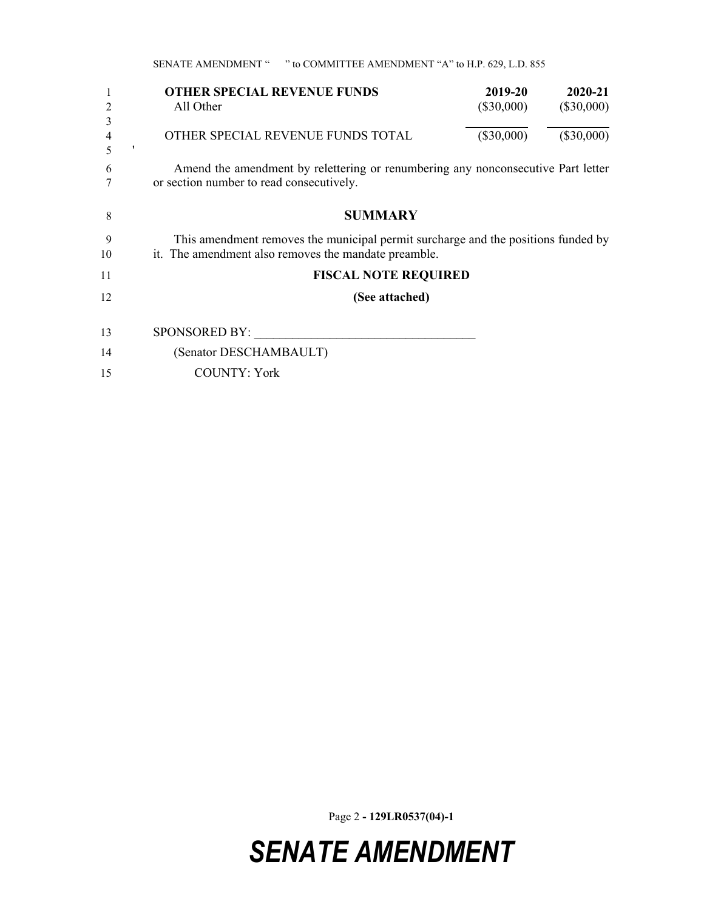| | | |
|---|---|---|
| **OTHER SPECIAL REVENUE FUNDS** | **2019-20** | **2020-21** |
| All Other | ($30,000) | ($30,000) |
| OTHER SPECIAL REVENUE FUNDS TOTAL | ($30,000) | ($30,000) |

'

Amend the amendment by relettering or renumbering any nonconsecutive Part letter or section number to read consecutively.

## SUMMARY

This amendment removes the municipal permit surcharge and the positions funded by it. The amendment also removes the mandate preamble.

**FISCAL NOTE REQUIRED**

**(See attached)**

SPONSORED BY: ___________________________________

(Senator DESCHAMBAULT)

COUNTY: York

# *SENATE AMENDMENT*